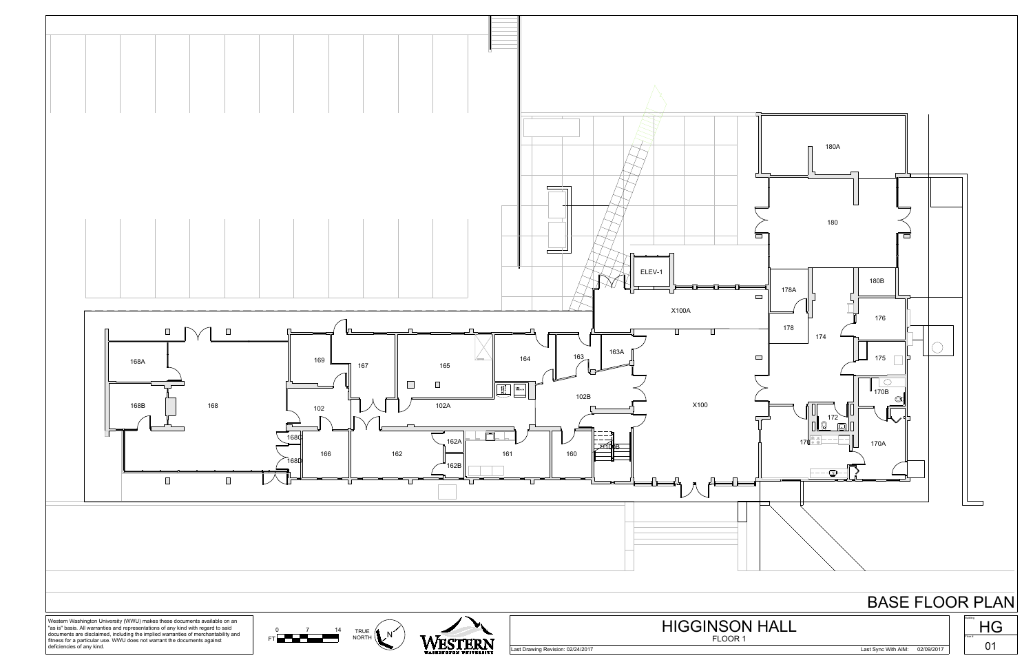# BASE FLOOR PLAN

180A

180

180B

ELEV-1

178A

X100A

176

178

174

163A

175

169

167

165

164

163

168A

170B

102B

X100

168B

168

102

102A

172

168C

162A

X100B

170A

166

162

161

160

170

168D

162B

Western Washington University (WWU) makes these documents available on an "as is" basis. All warranties and representations of any kind with regard to said documents are disclaimed, including the implied warranties of merchantability and fitness for a particular use. WWU does not warrant the documents against deficiencies of any kind.

FT 0 7 14

TRUE NORTH

N

WESTERN WASHINGTON UNIVERSITY

## HIGGINSON HALL

FLOOR 1

Last Drawing Revision: 02/24/2017

Last Sync With AIM: 02/09/2017

Building: HG

Floor #: 01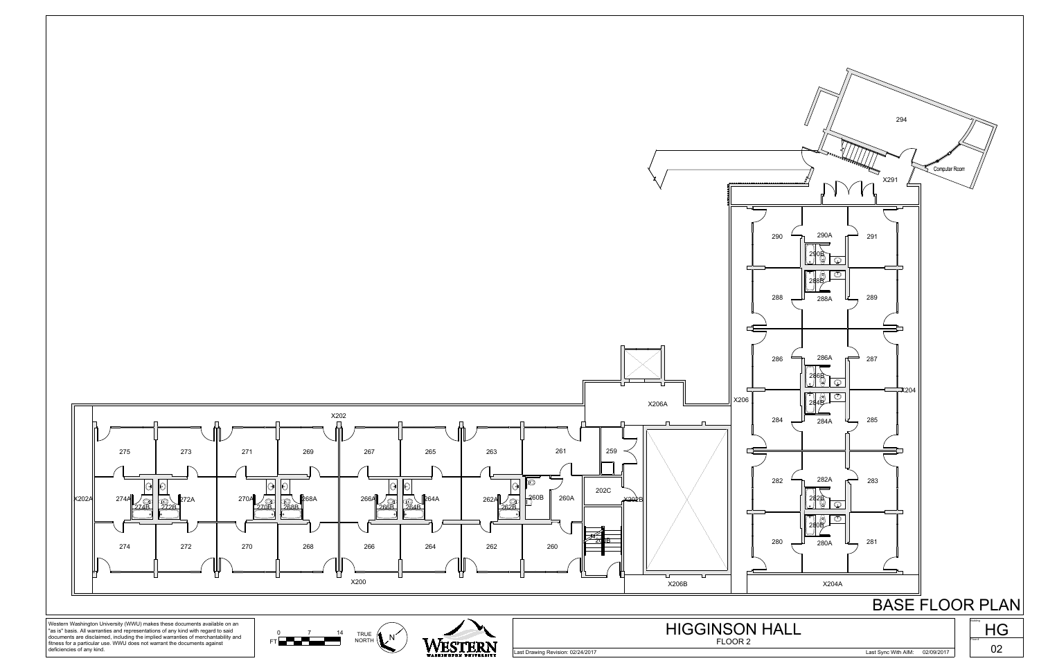# BASE FLOOR PLAN

294

Computer Room

X291

290 | 290A | 291

290B

288B

288 | 288A | 289

286 | 286A | 287

286B

284B

X206 | X204

284 | 284A | 285

282 | 282A | 283

282B

280B

280 | 280A | 281

X204A

X206A

X206B

X202B

259

202C

200B

X202

275 | 273 | 271 | 269 | 267 | 265 | 263 | 261

X202A | 274A | 274B | 272B | 272A | 270A | 270B | 268B | 268A | 266A | 266B | 264B | 264A | 262A | 262B | 260B | 260A

274 | 272 | 270 | 268 | 266 | 264 | 262 | 260

X200

Western Washington University (WWU) makes these documents available on an "as is" basis. All warranties and representations of any kind with regard to said documents are disclaimed, including the implied warranties of merchantability and fitness for a particular use. WWU does not warrant the documents against deficiencies of any kind.

FT 0 7 14

TRUE NORTH

WESTERN WASHINGTON UNIVERSITY

## HIGGINSON HALL

FLOOR 2

Last Drawing Revision: 02/24/2017

Last Sync With AIM: 02/09/2017

Building: HG

Floor #: 02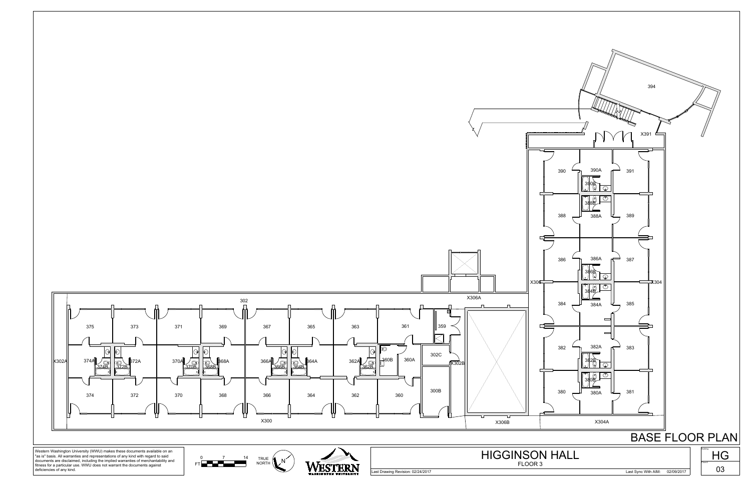# BASE FLOOR PLAN

394

X391

390 | 390A | 391
390B
388B
388 | 388A | 389

386 | 386A | 387
386B
384B
X306 | X304
384 | 384A | 385

382 | 382A | 383
382B
380B
380 | 380A | 381

X304A

X306A

X306B

302

375 | 373 | 371 | 369 | 367 | 365 | 363 | 361 | 359

X302A | 374A | 374B | 372B | 372A | 370A | 370B | 368B | 368A | 366A | 366B | 364B | 364A | 362A | 362B | 360B | 360A | 302C | X302B

374 | 372 | 370 | 368 | 366 | 364 | 362 | 360 | 300B

X300

Western Washington University (WWU) makes these documents available on an "as is" basis. All warranties and representations of any kind with regard to said documents are disclaimed, including the implied warranties of merchantability and fitness for a particular use. WWU does not warrant the documents against deficiencies of any kind.

FT 0 7 14

TRUE NORTH

WESTERN WASHINGTON UNIVERSITY

## HIGGINSON HALL

FLOOR 3

Last Drawing Revision: 02/24/2017

Last Sync With AIM: 02/09/2017

Building: HG

Floor #: 03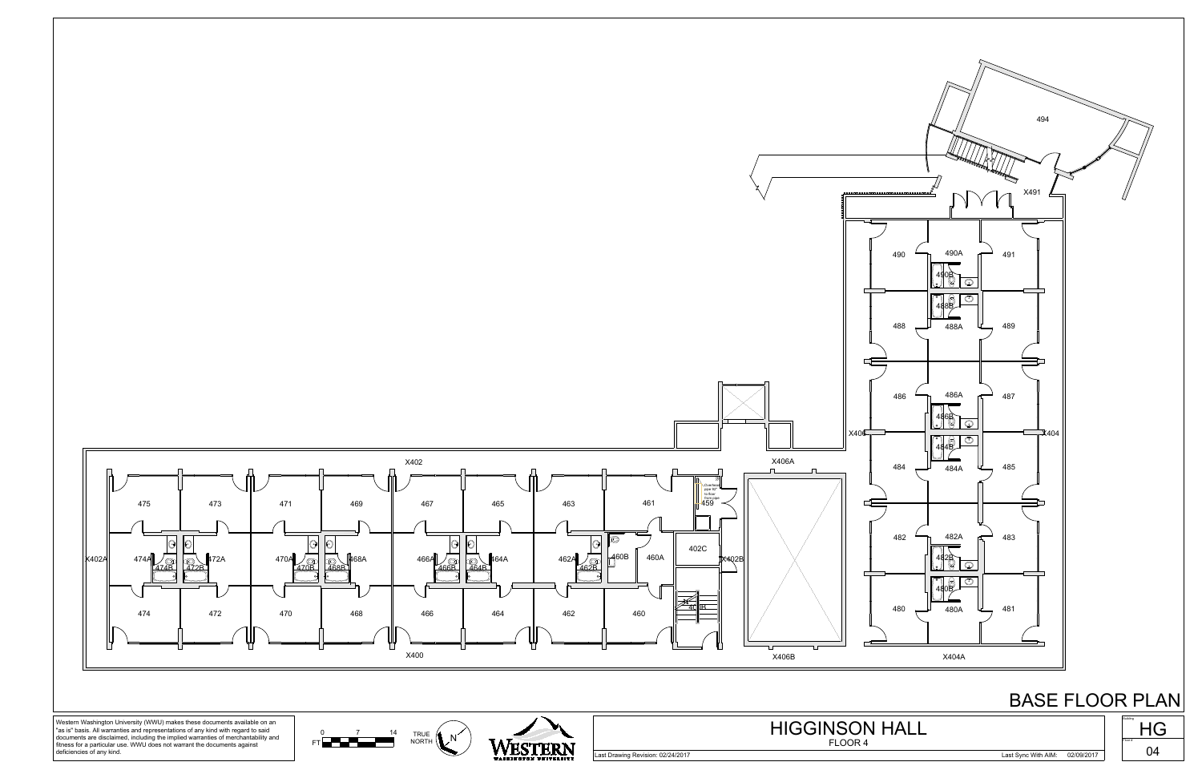# BASE FLOOR PLAN

494

X491

490 490A 491

490B

488B

488 488A 489

486 486A 487

486B

X406 X404

484B

484 484A 485

482 482A 483

482B

480B

480 480A 481

X404A

X406A

X406B

X402

475 473 471 469 467 465 463 461

X402A 474A 474B 472B 472A 470A 470B 468B 468A 466A 466B 464B 464A 462A 462B 460B 460A

474 472 470 468 466 464 462 460

X400

459

402C

X402B

401B

Western Washington University (WWU) makes these documents available on an "as is" basis. All warranties and representations of any kind with regard to said documents are disclaimed, including the implied warranties of merchantability and fitness for a particular use. WWU does not warrant the documents against deficiencies of any kind.

FT 0 7 14

TRUE NORTH

WESTERN WASHINGTON UNIVERSITY

## HIGGINSON HALL

FLOOR 4

Last Drawing Revision: 02/24/2017

Last Sync With AIM: 02/09/2017

Building: HG

Floor #: 04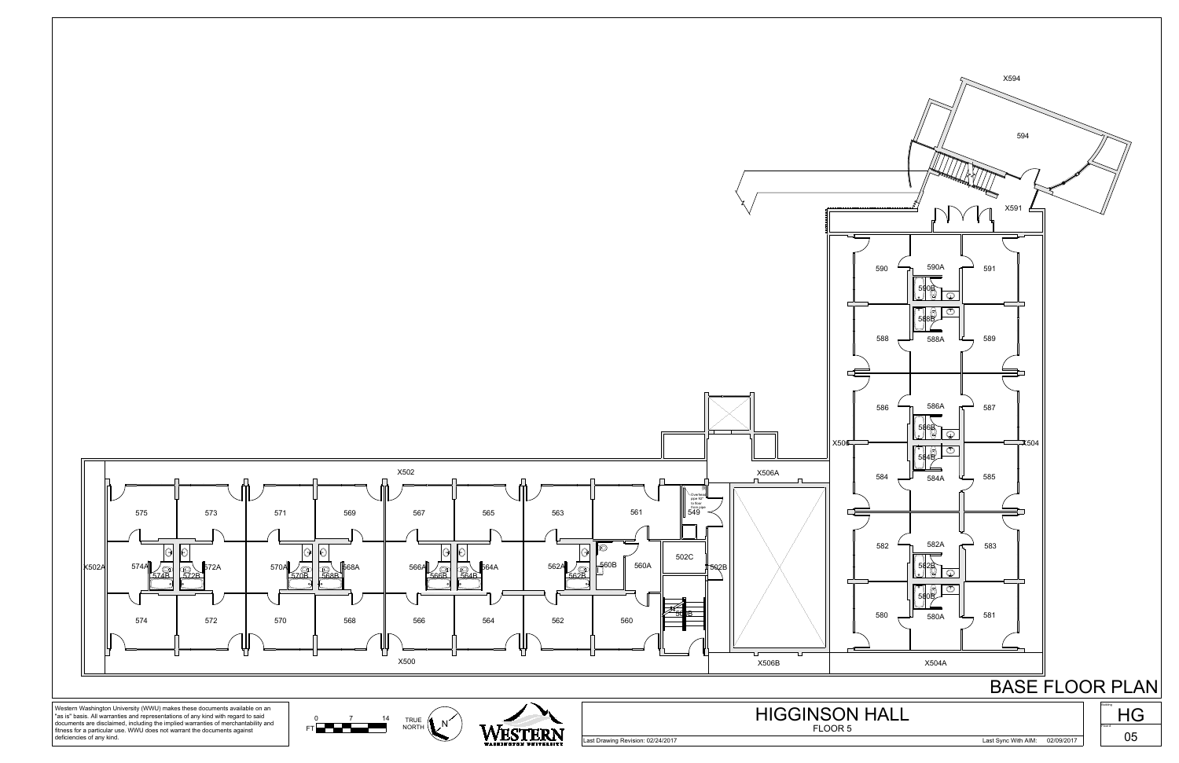# BASE FLOOR PLAN

X594

594

X591

590 590A 591

590B

588B

588 588A 589

586 586A 587

586B

X506 X504

584B

X506A

584 584A 585

582 582A 583

582B

580B

580 580A 581

X504A

X506B

X502

575 573 571 569 567 565 563 561

549

X502A 574A 574B 572B 572A 570A 570B 568B 568A 566A 566B 564B 564A 562A 562B 560B 560A 502C 502B

502B

574 572 570 568 566 564 562 560

X500

Western Washington University (WWU) makes these documents available on an "as is" basis. All warranties and representations of any kind with regard to said documents are disclaimed, including the implied warranties of merchantability and fitness for a particular use. WWU does not warrant the documents against deficiencies of any kind.

FT 0 7 14

TRUE NORTH N

WESTERN WASHINGTON UNIVERSITY

## HIGGINSON HALL

FLOOR 5

Last Drawing Revision: 02/24/2017

Last Sync With AIM: 02/09/2017

Building HG

Floor # 05